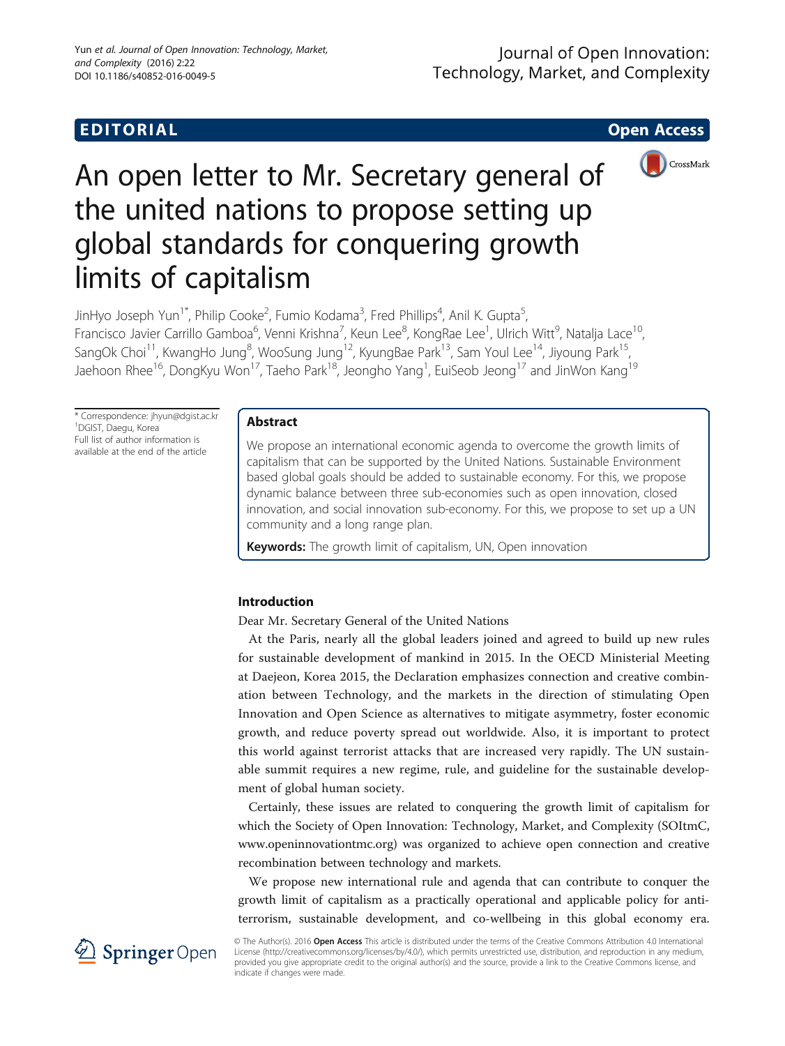EDITORIAL

Open Access

# An open letter to Mr. Secretary general of the united nations to propose setting up global standards for conquering growth limits of capitalism

JinHyo Joseph Yun[1*], Philip Cooke[2], Fumio Kodama[3], Fred Phillips[4], Anil K. Gupta[5], Francisco Javier Carrillo Gamboa[6], Venni Krishna[7], Keun Lee[8], KongRae Lee[1], Ulrich Witt[9], Natalja Lace[10], SangOk Choi[11], KwangHo Jung[8], WooSung Jung[12], KyungBae Park[13], Sam Youl Lee[14], Jiyoung Park[15], Jaehoon Rhee[16], DongKyu Won[17], Taeho Park[18], Jeongho Yang[1], EuiSeob Jeong[17] and JinWon Kang[19]

* Correspondence: jhyun@dgist.ac.kr
[1]DGIST, Daegu, Korea
Full list of author information is available at the end of the article

## Abstract

We propose an international economic agenda to overcome the growth limits of capitalism that can be supported by the United Nations. Sustainable Environment based global goals should be added to sustainable economy. For this, we propose dynamic balance between three sub-economies such as open innovation, closed innovation, and social innovation sub-economy. For this, we propose to set up a UN community and a long range plan.

**Keywords:** The growth limit of capitalism, UN, Open innovation

## Introduction

Dear Mr. Secretary General of the United Nations

At the Paris, nearly all the global leaders joined and agreed to build up new rules for sustainable development of mankind in 2015. In the OECD Ministerial Meeting at Daejeon, Korea 2015, the Declaration emphasizes connection and creative combination between Technology, and the markets in the direction of stimulating Open Innovation and Open Science as alternatives to mitigate asymmetry, foster economic growth, and reduce poverty spread out worldwide. Also, it is important to protect this world against terrorist attacks that are increased very rapidly. The UN sustainable summit requires a new regime, rule, and guideline for the sustainable development of global human society.

Certainly, these issues are related to conquering the growth limit of capitalism for which the Society of Open Innovation: Technology, Market, and Complexity (SOItmC, www.openinnovationtmc.org) was organized to achieve open connection and creative recombination between technology and markets.

We propose new international rule and agenda that can contribute to conquer the growth limit of capitalism as a practically operational and applicable policy for anti-terrorism, sustainable development, and co-wellbeing in this global economy era.

© The Author(s). 2016 **Open Access** This article is distributed under the terms of the Creative Commons Attribution 4.0 International License (http://creativecommons.org/licenses/by/4.0/), which permits unrestricted use, distribution, and reproduction in any medium, provided you give appropriate credit to the original author(s) and the source, provide a link to the Creative Commons license, and indicate if changes were made.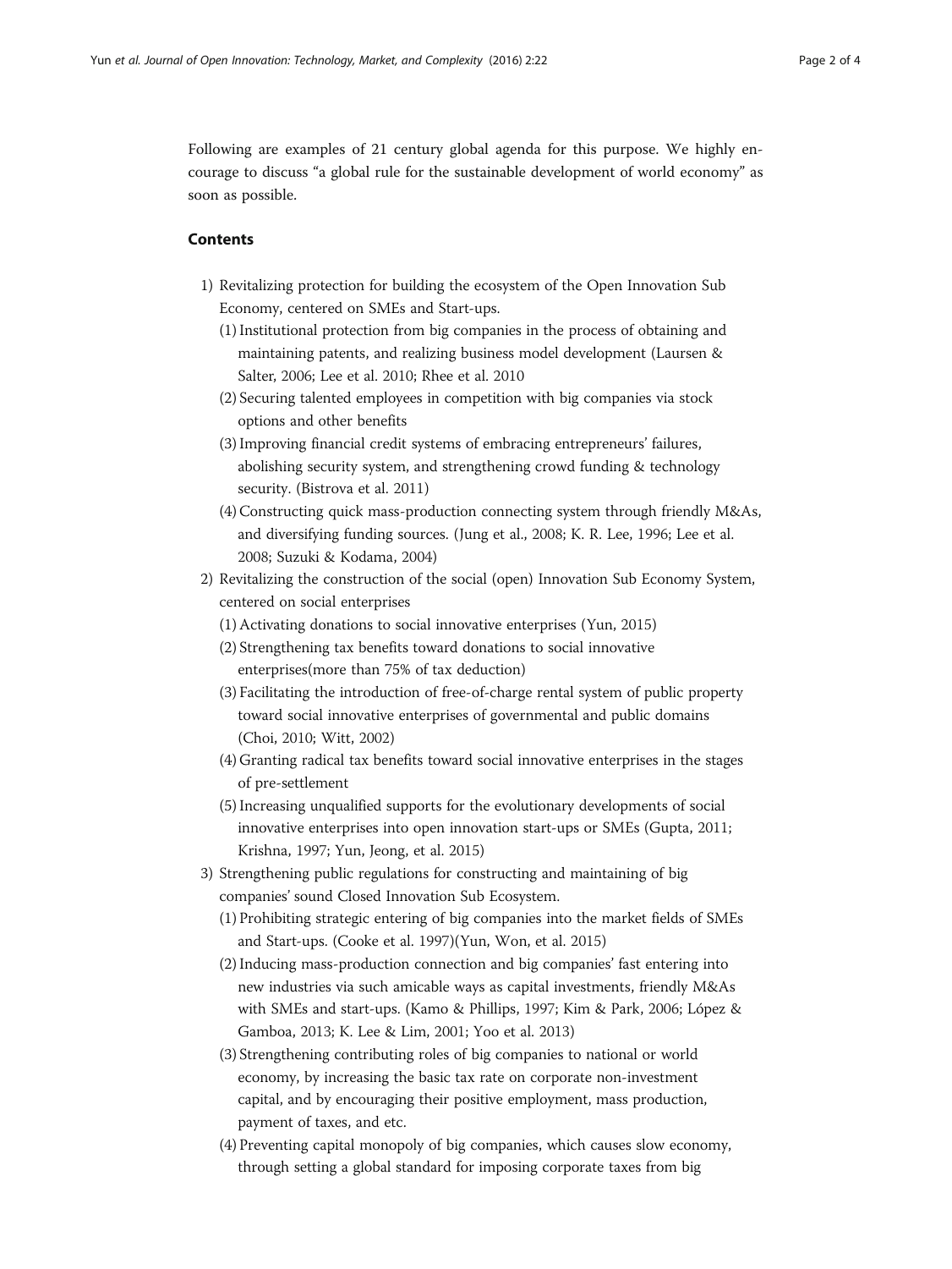Following are examples of 21 century global agenda for this purpose. We highly encourage to discuss "a global rule for the sustainable development of world economy" as soon as possible.

## Contents

1) Revitalizing protection for building the ecosystem of the Open Innovation Sub Economy, centered on SMEs and Start-ups.
   (1) Institutional protection from big companies in the process of obtaining and maintaining patents, and realizing business model development (Laursen & Salter, 2006; Lee et al. 2010; Rhee et al. 2010
   (2) Securing talented employees in competition with big companies via stock options and other benefits
   (3) Improving financial credit systems of embracing entrepreneurs' failures, abolishing security system, and strengthening crowd funding & technology security. (Bistrova et al. 2011)
   (4) Constructing quick mass-production connecting system through friendly M&As, and diversifying funding sources. (Jung et al., 2008; K. R. Lee, 1996; Lee et al. 2008; Suzuki & Kodama, 2004)
2) Revitalizing the construction of the social (open) Innovation Sub Economy System, centered on social enterprises
   (1) Activating donations to social innovative enterprises (Yun, 2015)
   (2) Strengthening tax benefits toward donations to social innovative enterprises(more than 75% of tax deduction)
   (3) Facilitating the introduction of free-of-charge rental system of public property toward social innovative enterprises of governmental and public domains (Choi, 2010; Witt, 2002)
   (4) Granting radical tax benefits toward social innovative enterprises in the stages of pre-settlement
   (5) Increasing unqualified supports for the evolutionary developments of social innovative enterprises into open innovation start-ups or SMEs (Gupta, 2011; Krishna, 1997; Yun, Jeong, et al. 2015)
3) Strengthening public regulations for constructing and maintaining of big companies' sound Closed Innovation Sub Ecosystem.
   (1) Prohibiting strategic entering of big companies into the market fields of SMEs and Start-ups. (Cooke et al. 1997)(Yun, Won, et al. 2015)
   (2) Inducing mass-production connection and big companies' fast entering into new industries via such amicable ways as capital investments, friendly M&As with SMEs and start-ups. (Kamo & Phillips, 1997; Kim & Park, 2006; López & Gamboa, 2013; K. Lee & Lim, 2001; Yoo et al. 2013)
   (3) Strengthening contributing roles of big companies to national or world economy, by increasing the basic tax rate on corporate non-investment capital, and by encouraging their positive employment, mass production, payment of taxes, and etc.
   (4) Preventing capital monopoly of big companies, which causes slow economy, through setting a global standard for imposing corporate taxes from big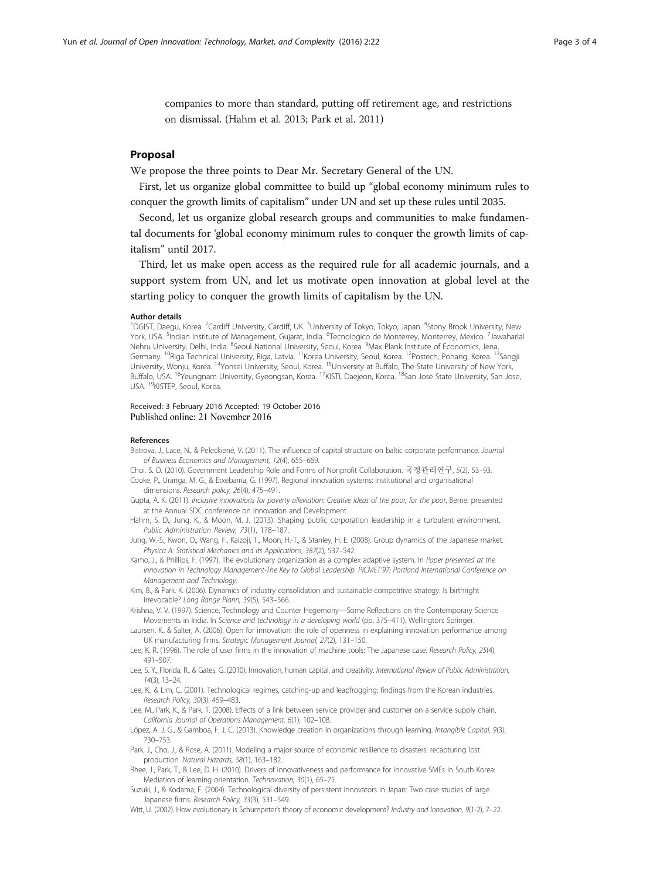companies to more than standard, putting off retirement age, and restrictions on dismissal. (Hahm et al. 2013; Park et al. 2011)

## Proposal

We propose the three points to Dear Mr. Secretary General of the UN.

First, let us organize global committee to build up "global economy minimum rules to conquer the growth limits of capitalism" under UN and set up these rules until 2035.

Second, let us organize global research groups and communities to make fundamental documents for 'global economy minimum rules to conquer the growth limits of capitalism" until 2017.

Third, let us make open access as the required rule for all academic journals, and a support system from UN, and let us motivate open innovation at global level at the starting policy to conquer the growth limits of capitalism by the UN.

#### Author details

[1]DGIST, Daegu, Korea. [2]Cardiff University, Cardiff, UK. [3]University of Tokyo, Tokyo, Japan. [4]Stony Brook University, New York, USA. [5]Indian Institute of Management, Gujarat, India. [6]Tecnologico de Monterrey, Monterrey, Mexico. [7]Jawaharlal Nehru University, Delhi, India. [8]Seoul National University, Seoul, Korea. [9]Max Plank Institute of Economics, Jena, Germany. [10]Riga Technical University, Riga, Latvia. [11]Korea University, Seoul, Korea. [12]Postech, Pohang, Korea. [13]Sangji University, Wonju, Korea. [14]Yonsei University, Seoul, Korea. [15]University at Buffalo, The State University of New York, Buffalo, USA. [16]Yeungnam University, Gyeongsan, Korea. [17]KISTI, Daejeon, Korea. [18]San Jose State University, San Jose, USA. [19]KISTEP, Seoul, Korea.

Received: 3 February 2016 Accepted: 19 October 2016
Published online: 21 November 2016

#### References

Bistrova, J., Lace, N., & Peleckienė, V. (2011). The influence of capital structure on baltic corporate performance. *Journal of Business Economics and Management, 12*(4), 655–669.

Choi, S. O. (2010). Government Leadership Role and Forms of Nonprofit Collaboration. *국정관리연구, 5*(2), 53–93.

Cooke, P., Uranga, M. G., & Etxebarria, G. (1997). Regional innovation systems: Institutional and organisational dimensions. *Research policy, 26*(4), 475–491.

Gupta, A. K. (2011). *Inclusive innovations for poverty alleviation: Creative ideas of the poor, for the poor*. Berne: presented at the Annual SDC conference on Innovation and Development.

Hahm, S. D., Jung, K., & Moon, M. J. (2013). Shaping public corporation leadership in a turbulent environment. *Public Administration Review, 73*(1), 178–187.

Jung, W.-S., Kwon, O., Wang, F., Kaizoji, T., Moon, H.-T., & Stanley, H. E. (2008). Group dynamics of the Japanese market. *Physica A: Statistical Mechanics and its Applications, 387*(2), 537–542.

Kamo, J., & Phillips, F. (1997). The evolutionary organization as a complex adaptive system. In *Paper presented at the Innovation in Technology Management-The Key to Global Leadership. PICMET'97: Portland International Conference on Management and Technology*.

Kim, B., & Park, K. (2006). Dynamics of industry consolidation and sustainable competitive strategy: Is birthright irrevocable? *Long Range Plann, 39*(5), 543–566.

Krishna, V. V. (1997). Science, Technology and Counter Hegemony—Some Reflections on the Contemporary Science Movements in India. In *Science and technology in a developing world* (pp. 375–411). Wellington: Springer.

Laursen, K., & Salter, A. (2006). Open for innovation: the role of openness in explaining innovation performance among UK manufacturing firms. *Strategic Management Journal, 27*(2), 131–150.

Lee, K. R. (1996). The role of user firms in the innovation of machine tools: The Japanese case. *Research Policy, 25*(4), 491–507.

Lee, S. Y., Florida, R., & Gates, G. (2010). Innovation, human capital, and creativity. *International Review of Public Administration, 14*(3), 13–24.

Lee, K., & Lim, C. (2001). Technological regimes, catching-up and leapfrogging: findings from the Korean industries. *Research Policy, 30*(3), 459–483.

Lee, M., Park, K., & Park, T. (2008). Effects of a link between service provider and customer on a service supply chain. *California Journal of Operations Management, 6*(1), 102–108.

López, A. J. G., & Gamboa, F. J. C. (2013). Knowledge creation in organizations through learning. *Intangible Capital, 9*(3), 730–753.

Park, J., Cho, J., & Rose, A. (2011). Modeling a major source of economic resilience to disasters: recapturing lost production. *Natural Hazards, 58*(1), 163–182.

Rhee, J., Park, T., & Lee, D. H. (2010). Drivers of innovativeness and performance for innovative SMEs in South Korea: Mediation of learning orientation. *Technovation, 30*(1), 65–75.

Suzuki, J., & Kodama, F. (2004). Technological diversity of persistent innovators in Japan: Two case studies of large Japanese firms. *Research Policy, 33*(3), 531–549.

Witt, U. (2002). How evolutionary is Schumpeter's theory of economic development? *Industry and Innovation, 9*(1-2), 7–22.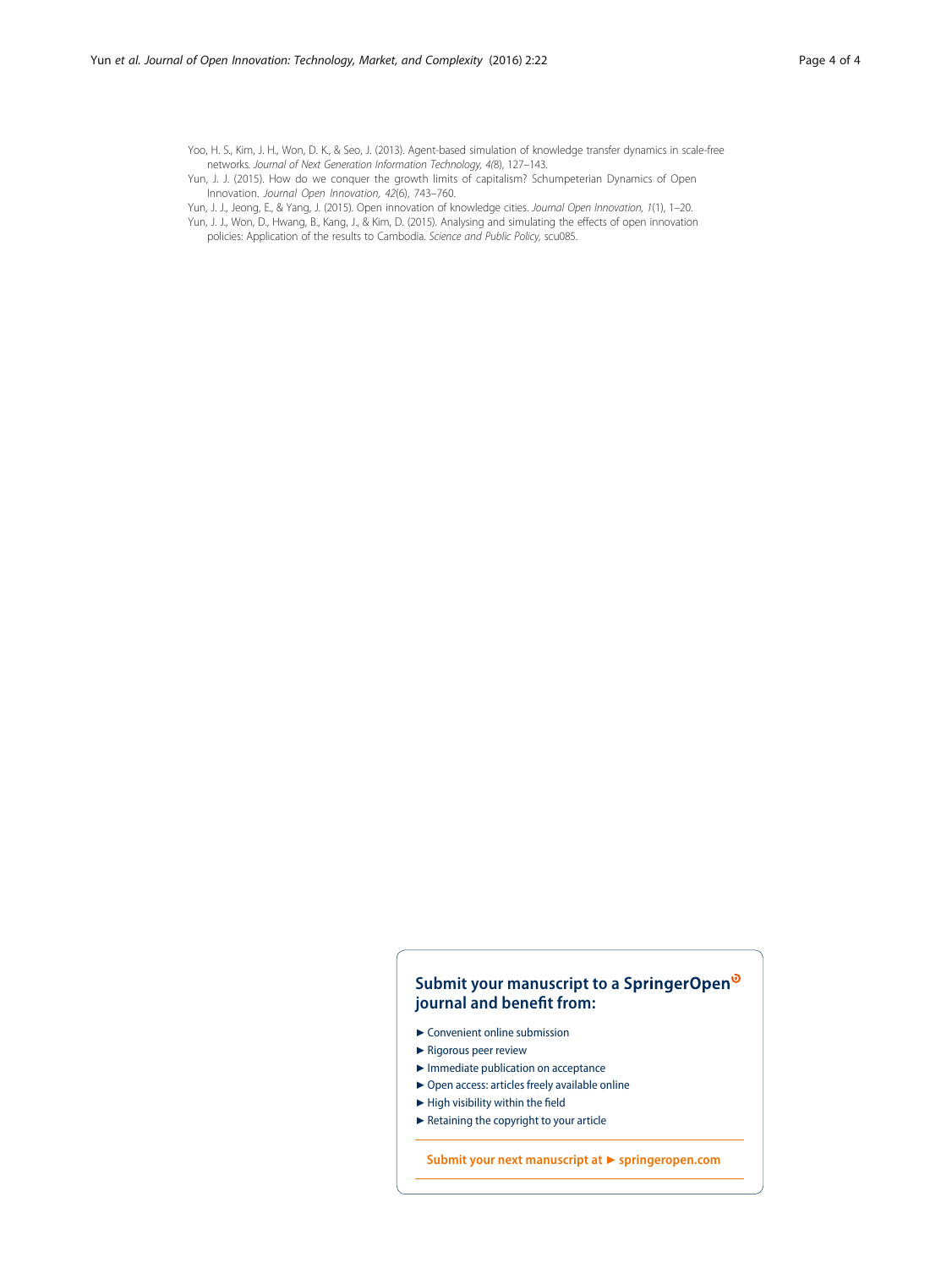Yoo, H. S., Kim, J. H., Won, D. K., & Seo, J. (2013). Agent-based simulation of knowledge transfer dynamics in scale-free networks. *Journal of Next Generation Information Technology, 4*(8), 127–143.

Yun, J. J. (2015). How do we conquer the growth limits of capitalism? Schumpeterian Dynamics of Open Innovation. *Journal Open Innovation, 42*(6), 743–760.

Yun, J. J., Jeong, E., & Yang, J. (2015). Open innovation of knowledge cities. *Journal Open Innovation, 1*(1), 1–20.

Yun, J. J., Won, D., Hwang, B., Kang, J., & Kim, D. (2015). Analysing and simulating the effects of open innovation policies: Application of the results to Cambodia. *Science and Public Policy*, scu085.

**Submit your manuscript to a SpringerOpen journal and benefit from:**

- ► Convenient online submission
- ► Rigorous peer review
- ► Immediate publication on acceptance
- ► Open access: articles freely available online
- ► High visibility within the field
- ► Retaining the copyright to your article

**Submit your next manuscript at ► springeropen.com**